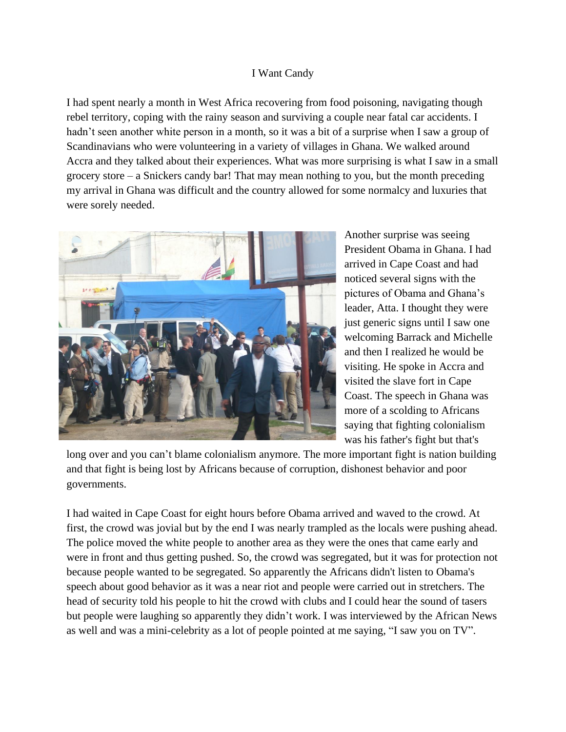# I Want Candy

I had spent nearly a month in West Africa recovering from food poisoning, navigating though rebel territory, coping with the rainy season and surviving a couple near fatal car accidents. I hadn't seen another white person in a month, so it was a bit of a surprise when I saw a group of Scandinavians who were volunteering in a variety of villages in Ghana. We walked around Accra and they talked about their experiences. What was more surprising is what I saw in a small grocery store – a Snickers candy bar! That may mean nothing to you, but the month preceding my arrival in Ghana was difficult and the country allowed for some normalcy and luxuries that were sorely needed.

Another surprise was seeing President Obama in Ghana. I had arrived in Cape Coast and had noticed several signs with the pictures of Obama and Ghana's leader, Atta. I thought they were just generic signs until I saw one welcoming Barrack and Michelle and then I realized he would be visiting. He spoke in Accra and visited the slave fort in Cape Coast. The speech in Ghana was more of a scolding to Africans saying that fighting colonialism was his father's fight but that's long over and you can't blame colonialism anymore. The more important fight is nation building and that fight is being lost by Africans because of corruption, dishonest behavior and poor governments.

I had waited in Cape Coast for eight hours before Obama arrived and waved to the crowd. At first, the crowd was jovial but by the end I was nearly trampled as the locals were pushing ahead. The police moved the white people to another area as they were the ones that came early and were in front and thus getting pushed. So, the crowd was segregated, but it was for protection not because people wanted to be segregated. So apparently the Africans didn't listen to Obama's speech about good behavior as it was a near riot and people were carried out in stretchers. The head of security told his people to hit the crowd with clubs and I could hear the sound of tasers but people were laughing so apparently they didn't work. I was interviewed by the African News as well and was a mini-celebrity as a lot of people pointed at me saying, "I saw you on TV".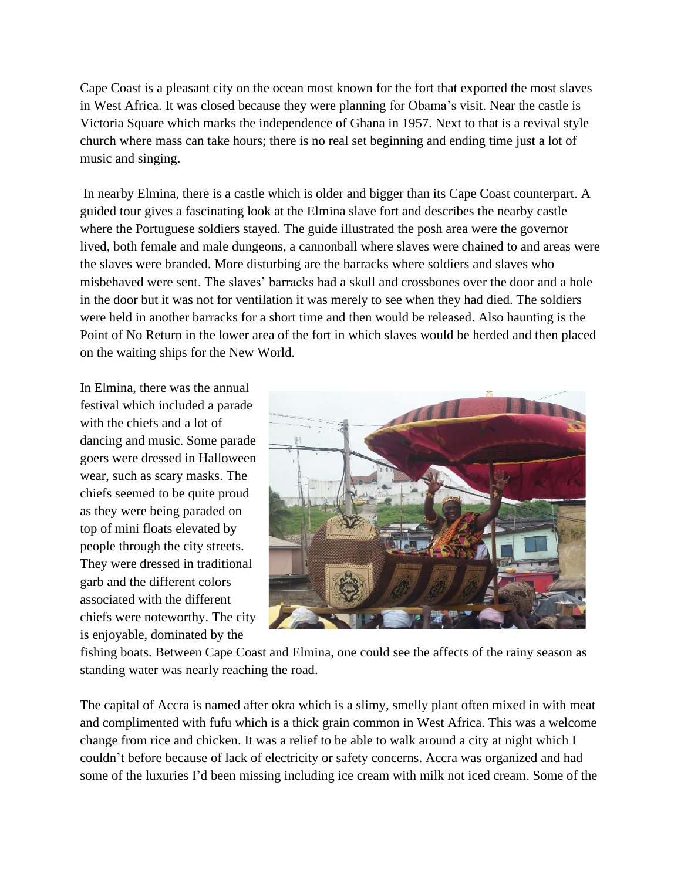Cape Coast is a pleasant city on the ocean most known for the fort that exported the most slaves in West Africa. It was closed because they were planning for Obama's visit. Near the castle is Victoria Square which marks the independence of Ghana in 1957. Next to that is a revival style church where mass can take hours; there is no real set beginning and ending time just a lot of music and singing.

In nearby Elmina, there is a castle which is older and bigger than its Cape Coast counterpart. A guided tour gives a fascinating look at the Elmina slave fort and describes the nearby castle where the Portuguese soldiers stayed. The guide illustrated the posh area were the governor lived, both female and male dungeons, a cannonball where slaves were chained to and areas were the slaves were branded. More disturbing are the barracks where soldiers and slaves who misbehaved were sent. The slaves' barracks had a skull and crossbones over the door and a hole in the door but it was not for ventilation it was merely to see when they had died. The soldiers were held in another barracks for a short time and then would be released. Also haunting is the Point of No Return in the lower area of the fort in which slaves would be herded and then placed on the waiting ships for the New World.

In Elmina, there was the annual festival which included a parade with the chiefs and a lot of dancing and music. Some parade goers were dressed in Halloween wear, such as scary masks. The chiefs seemed to be quite proud as they were being paraded on top of mini floats elevated by people through the city streets. They were dressed in traditional garb and the different colors associated with the different chiefs were noteworthy. The city is enjoyable, dominated by the fishing boats. Between Cape Coast and Elmina, one could see the affects of the rainy season as standing water was nearly reaching the road.

The capital of Accra is named after okra which is a slimy, smelly plant often mixed in with meat and complimented with fufu which is a thick grain common in West Africa. This was a welcome change from rice and chicken. It was a relief to be able to walk around a city at night which I couldn't before because of lack of electricity or safety concerns. Accra was organized and had some of the luxuries I'd been missing including ice cream with milk not iced cream. Some of the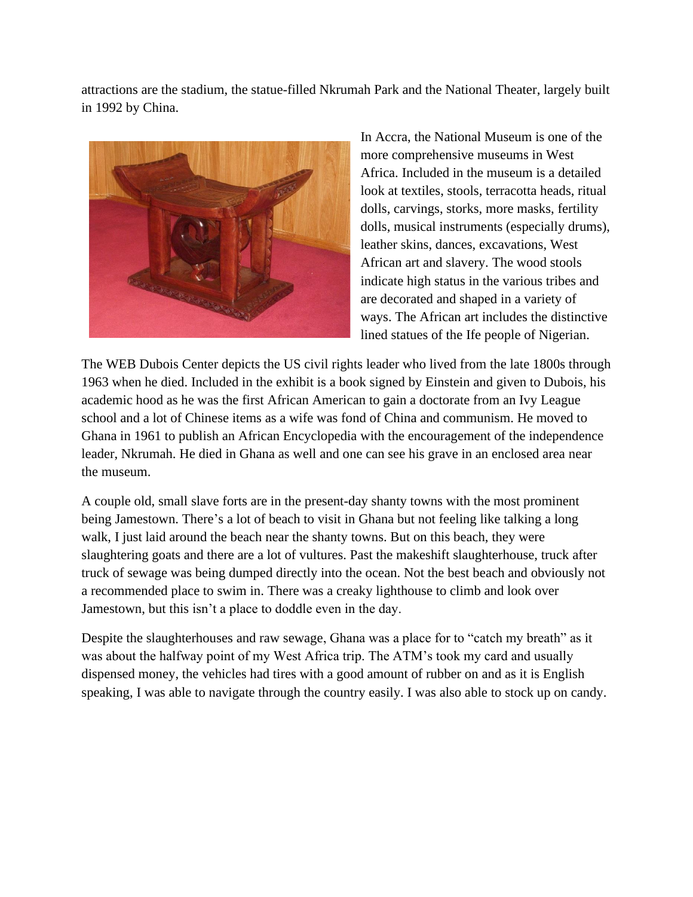attractions are the stadium, the statue-filled Nkrumah Park and the National Theater, largely built in 1992 by China.

In Accra, the National Museum is one of the more comprehensive museums in West Africa. Included in the museum is a detailed look at textiles, stools, terracotta heads, ritual dolls, carvings, storks, more masks, fertility dolls, musical instruments (especially drums), leather skins, dances, excavations, West African art and slavery. The wood stools indicate high status in the various tribes and are decorated and shaped in a variety of ways. The African art includes the distinctive lined statues of the Ife people of Nigerian.

The WEB Dubois Center depicts the US civil rights leader who lived from the late 1800s through 1963 when he died. Included in the exhibit is a book signed by Einstein and given to Dubois, his academic hood as he was the first African American to gain a doctorate from an Ivy League school and a lot of Chinese items as a wife was fond of China and communism. He moved to Ghana in 1961 to publish an African Encyclopedia with the encouragement of the independence leader, Nkrumah. He died in Ghana as well and one can see his grave in an enclosed area near the museum.

A couple old, small slave forts are in the present-day shanty towns with the most prominent being Jamestown. There's a lot of beach to visit in Ghana but not feeling like talking a long walk, I just laid around the beach near the shanty towns. But on this beach, they were slaughtering goats and there are a lot of vultures. Past the makeshift slaughterhouse, truck after truck of sewage was being dumped directly into the ocean. Not the best beach and obviously not a recommended place to swim in. There was a creaky lighthouse to climb and look over Jamestown, but this isn't a place to doddle even in the day.

Despite the slaughterhouses and raw sewage, Ghana was a place for to "catch my breath" as it was about the halfway point of my West Africa trip. The ATM's took my card and usually dispensed money, the vehicles had tires with a good amount of rubber on and as it is English speaking, I was able to navigate through the country easily. I was also able to stock up on candy.